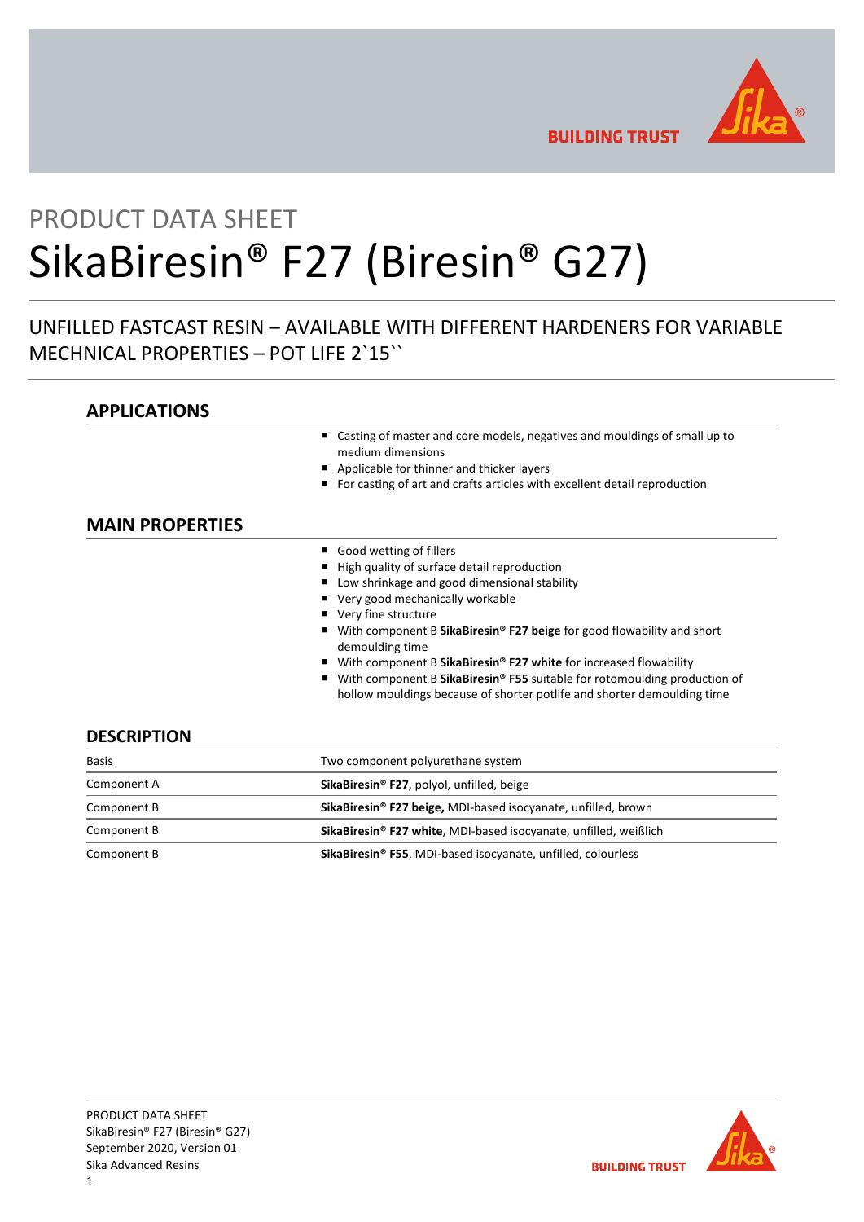PRODUCT DATA SHEET

# SikaBiresin® F27 (Biresin® G27)

UNFILLED FASTCAST RESIN – AVAILABLE WITH DIFFERENT HARDENERS FOR VARIABLE MECHNICAL PROPERTIES – POT LIFE 2`15``

## APPLICATIONS

- Casting of master and core models, negatives and mouldings of small up to medium dimensions
- Applicable for thinner and thicker layers
- For casting of art and crafts articles with excellent detail reproduction

## MAIN PROPERTIES

- Good wetting of fillers
- High quality of surface detail reproduction
- Low shrinkage and good dimensional stability
- Very good mechanically workable
- Very fine structure
- With component B **SikaBiresin® F27 beige** for good flowability and short demoulding time
- With component B **SikaBiresin® F27 white** for increased flowability
- With component B **SikaBiresin® F55** suitable for rotomoulding production of hollow mouldings because of shorter potlife and shorter demoulding time

## DESCRIPTION

| | |
|---|---|
| Basis | Two component polyurethane system |
| Component A | **SikaBiresin® F27**, polyol, unfilled, beige |
| Component B | **SikaBiresin® F27 beige,** MDI-based isocyanate, unfilled, brown |
| Component B | **SikaBiresin® F27 white**, MDI-based isocyanate, unfilled, weißlich |
| Component B | **SikaBiresin® F55**, MDI-based isocyanate, unfilled, colourless |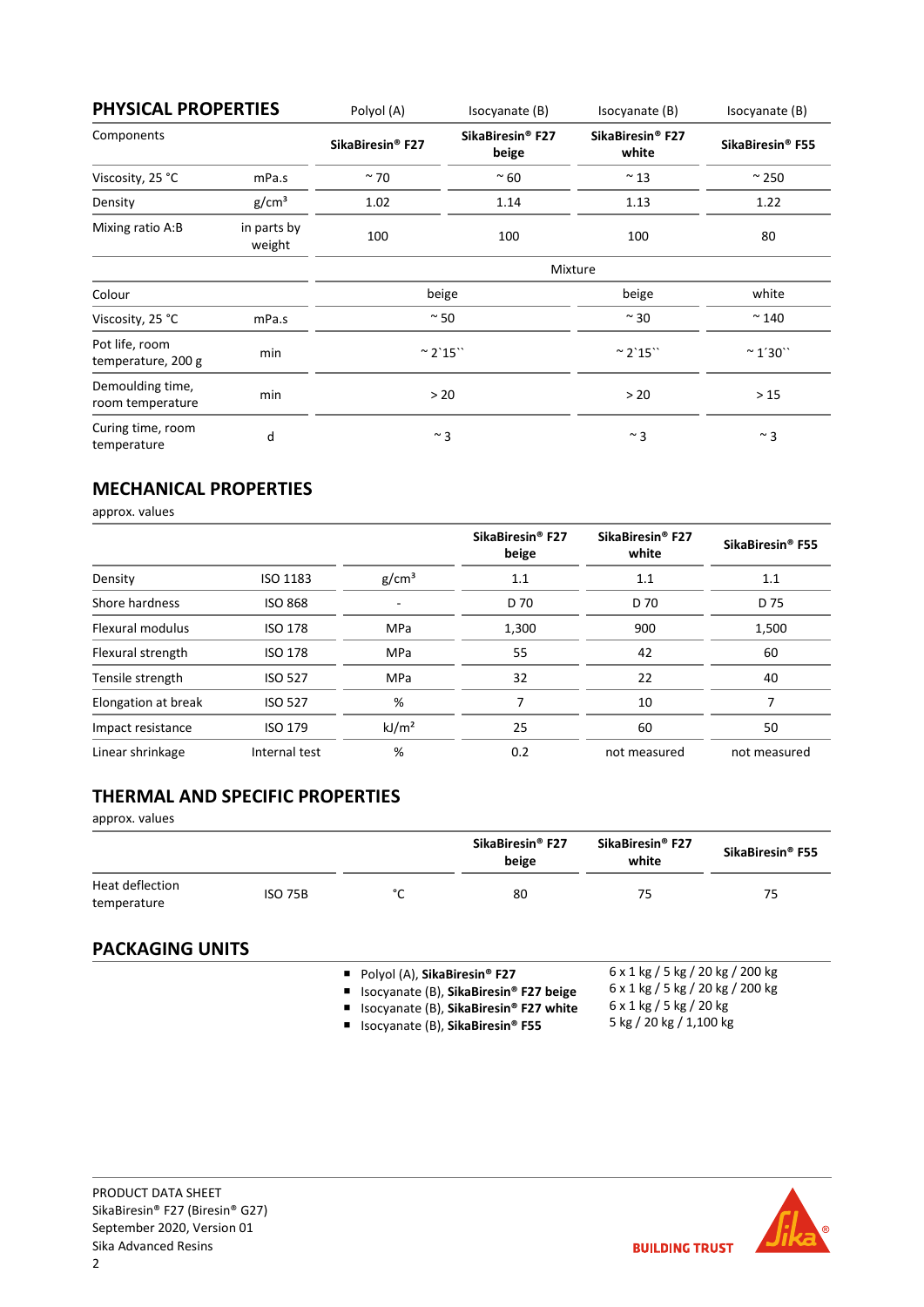## PHYSICAL PROPERTIES

| | | Polyol (A) | Isocyanate (B) | Isocyanate (B) | Isocyanate (B) |
|---|---|---|---|---|---|
| Components | | **SikaBiresin® F27** | **SikaBiresin® F27 beige** | **SikaBiresin® F27 white** | **SikaBiresin® F55** |
| Viscosity, 25 °C | mPa.s | ~ 70 | ~ 60 | ~ 13 | ~ 250 |
| Density | g/cm³ | 1.02 | 1.14 | 1.13 | 1.22 |
| Mixing ratio A:B | in parts by weight | 100 | 100 | 100 | 80 |
| | | Mixture | | | |
| Colour | | beige | | beige | white |
| Viscosity, 25 °C | mPa.s | ~ 50 | | ~ 30 | ~ 140 |
| Pot life, room temperature, 200 g | min | ~ 2`15`` | | ~ 2`15`` | ~ 1´30`` |
| Demoulding time, room temperature | min | > 20 | | > 20 | > 15 |
| Curing time, room temperature | d | ~ 3 | | ~ 3 | ~ 3 |

## MECHANICAL PROPERTIES

approx. values

| | | | SikaBiresin® F27 beige | SikaBiresin® F27 white | SikaBiresin® F55 |
|---|---|---|---|---|---|
| Density | ISO 1183 | g/cm³ | 1.1 | 1.1 | 1.1 |
| Shore hardness | ISO 868 | - | D 70 | D 70 | D 75 |
| Flexural modulus | ISO 178 | MPa | 1,300 | 900 | 1,500 |
| Flexural strength | ISO 178 | MPa | 55 | 42 | 60 |
| Tensile strength | ISO 527 | MPa | 32 | 22 | 40 |
| Elongation at break | ISO 527 | % | 7 | 10 | 7 |
| Impact resistance | ISO 179 | kJ/m² | 25 | 60 | 50 |
| Linear shrinkage | Internal test | % | 0.2 | not measured | not measured |

## THERMAL AND SPECIFIC PROPERTIES

approx. values

| | | | SikaBiresin® F27 beige | SikaBiresin® F27 white | SikaBiresin® F55 |
|---|---|---|---|---|---|
| Heat deflection temperature | ISO 75B | °C | 80 | 75 | 75 |

## PACKAGING UNITS

- Polyol (A), **SikaBiresin® F27** — 6 x 1 kg / 5 kg / 20 kg / 200 kg
- Isocyanate (B), **SikaBiresin® F27 beige** — 6 x 1 kg / 5 kg / 20 kg / 200 kg
- Isocyanate (B), **SikaBiresin® F27 white** — 6 x 1 kg / 5 kg / 20 kg
- Isocyanate (B), **SikaBiresin® F55** — 5 kg / 20 kg / 1,100 kg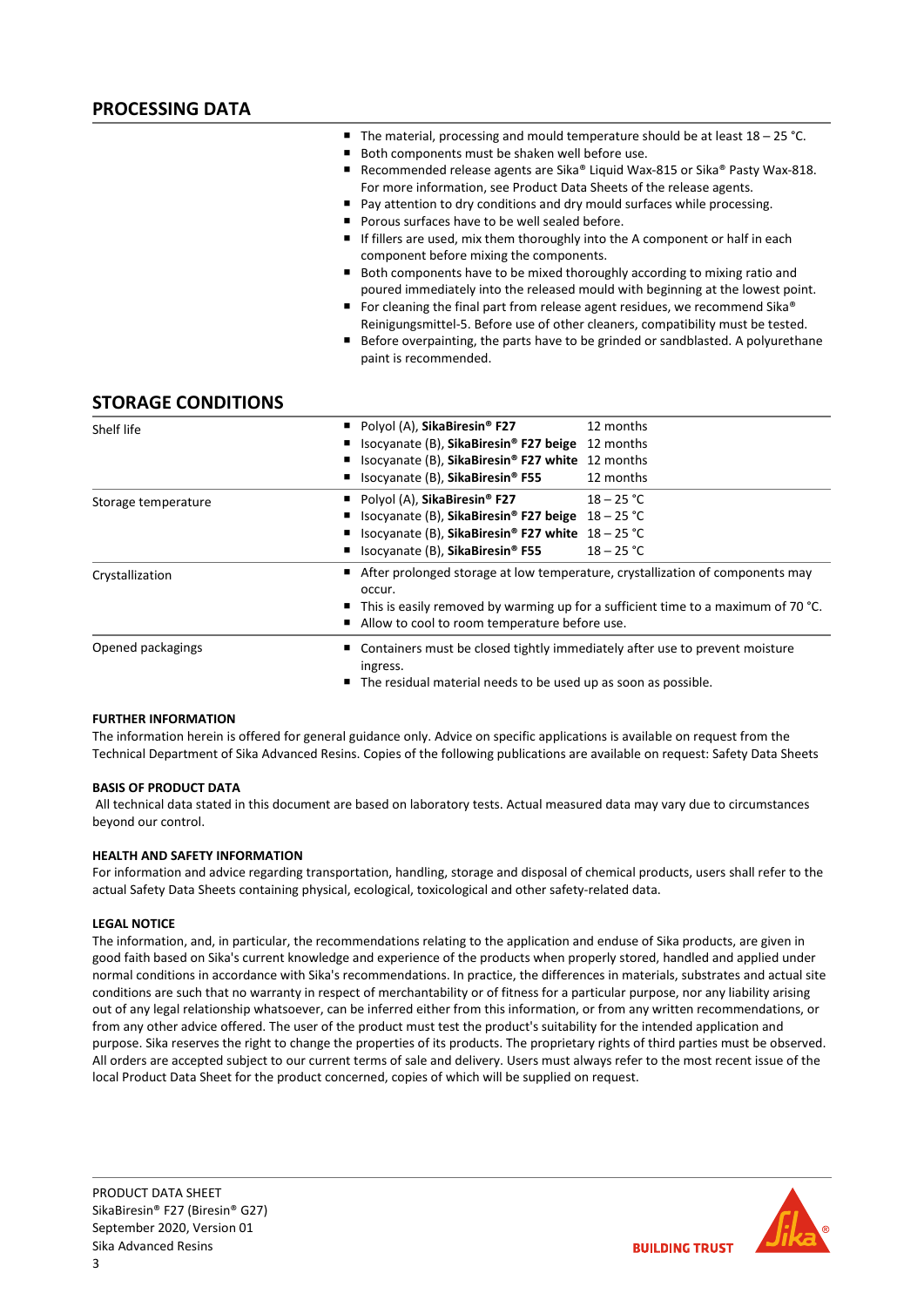## PROCESSING DATA

- The material, processing and mould temperature should be at least 18 – 25 °C.
- Both components must be shaken well before use.
- Recommended release agents are Sika® Liquid Wax-815 or Sika® Pasty Wax-818. For more information, see Product Data Sheets of the release agents.
- Pay attention to dry conditions and dry mould surfaces while processing.
- Porous surfaces have to be well sealed before.
- If fillers are used, mix them thoroughly into the A component or half in each component before mixing the components.
- Both components have to be mixed thoroughly according to mixing ratio and poured immediately into the released mould with beginning at the lowest point.
- For cleaning the final part from release agent residues, we recommend Sika® Reinigungsmittel-5. Before use of other cleaners, compatibility must be tested.
- Before overpainting, the parts have to be grinded or sandblasted. A polyurethane paint is recommended.

## STORAGE CONDITIONS

| | | |
|---|---|---|
| Shelf life | ▪ Polyol (A), **SikaBiresin® F27**<br>▪ Isocyanate (B), **SikaBiresin® F27 beige**<br>▪ Isocyanate (B), **SikaBiresin® F27 white**<br>▪ Isocyanate (B), **SikaBiresin® F55** | 12 months<br>12 months<br>12 months<br>12 months |
| Storage temperature | ▪ Polyol (A), **SikaBiresin® F27**<br>▪ Isocyanate (B), **SikaBiresin® F27 beige**<br>▪ Isocyanate (B), **SikaBiresin® F27 white**<br>▪ Isocyanate (B), **SikaBiresin® F55** | 18 – 25 °C<br>18 – 25 °C<br>18 – 25 °C<br>18 – 25 °C |
| Crystallization | ▪ After prolonged storage at low temperature, crystallization of components may occur.<br>▪ This is easily removed by warming up for a sufficient time to a maximum of 70 °C.<br>▪ Allow to cool to room temperature before use. | |
| Opened packagings | ▪ Containers must be closed tightly immediately after use to prevent moisture ingress.<br>▪ The residual material needs to be used up as soon as possible. | |

#### FURTHER INFORMATION

The information herein is offered for general guidance only. Advice on specific applications is available on request from the Technical Department of Sika Advanced Resins. Copies of the following publications are available on request: Safety Data Sheets

#### BASIS OF PRODUCT DATA

All technical data stated in this document are based on laboratory tests. Actual measured data may vary due to circumstances beyond our control.

#### HEALTH AND SAFETY INFORMATION

For information and advice regarding transportation, handling, storage and disposal of chemical products, users shall refer to the actual Safety Data Sheets containing physical, ecological, toxicological and other safety-related data.

#### LEGAL NOTICE

The information, and, in particular, the recommendations relating to the application and enduse of Sika products, are given in good faith based on Sika's current knowledge and experience of the products when properly stored, handled and applied under normal conditions in accordance with Sika's recommendations. In practice, the differences in materials, substrates and actual site conditions are such that no warranty in respect of merchantability or of fitness for a particular purpose, nor any liability arising out of any legal relationship whatsoever, can be inferred either from this information, or from any written recommendations, or from any other advice offered. The user of the product must test the product's suitability for the intended application and purpose. Sika reserves the right to change the properties of its products. The proprietary rights of third parties must be observed. All orders are accepted subject to our current terms of sale and delivery. Users must always refer to the most recent issue of the local Product Data Sheet for the product concerned, copies of which will be supplied on request.

PRODUCT DATA SHEET
SikaBiresin® F27 (Biresin® G27)
September 2020, Version 01
Sika Advanced Resins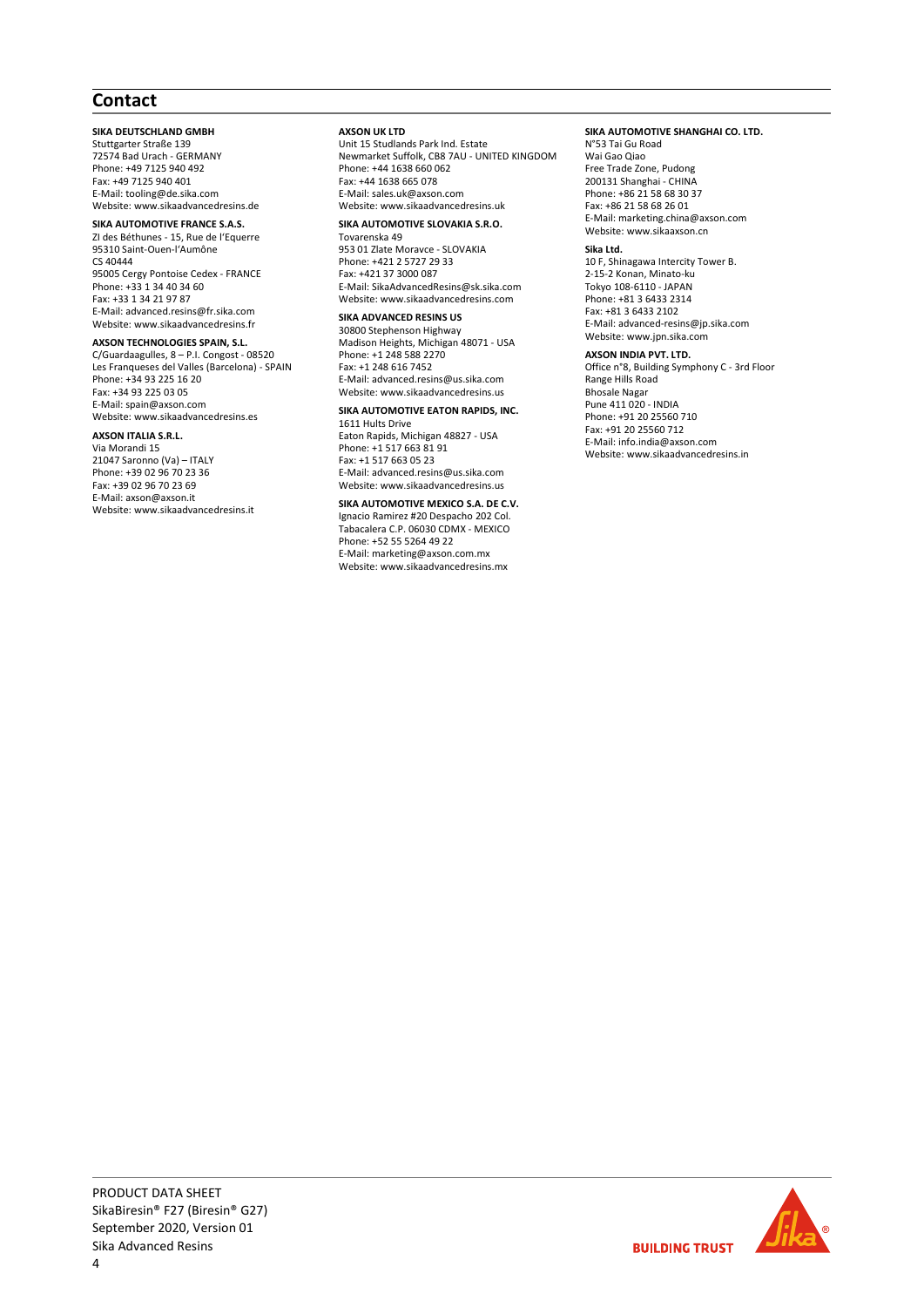## Contact

**SIKA DEUTSCHLAND GMBH**
Stuttgarter Straße 139
72574 Bad Urach - GERMANY
Phone: +49 7125 940 492
Fax: +49 7125 940 401
E-Mail: tooling@de.sika.com
Website: www.sikaadvancedresins.de

**SIKA AUTOMOTIVE FRANCE S.A.S.**
ZI des Béthunes - 15, Rue de l'Equerre
95310 Saint-Ouen-l'Aumône
CS 40444
95005 Cergy Pontoise Cedex - FRANCE
Phone: +33 1 34 40 34 60
Fax: +33 1 34 21 97 87
E-Mail: advanced.resins@fr.sika.com
Website: www.sikaadvancedresins.fr

**AXSON TECHNOLOGIES SPAIN, S.L.**
C/Guardaagulles, 8 – P.I. Congost - 08520
Les Franqueses del Valles (Barcelona) - SPAIN
Phone: +34 93 225 16 20
Fax: +34 93 225 03 05
E-Mail: spain@axson.com
Website: www.sikaadvancedresins.es

**AXSON ITALIA S.R.L.**
Via Morandi 15
21047 Saronno (Va) – ITALY
Phone: +39 02 96 70 23 36
Fax: +39 02 96 70 23 69
E-Mail: axson@axson.it
Website: www.sikaadvancedresins.it

**AXSON UK LTD**
Unit 15 Studlands Park Ind. Estate
Newmarket Suffolk, CB8 7AU - UNITED KINGDOM
Phone: +44 1638 660 062
Fax: +44 1638 665 078
E-Mail: sales.uk@axson.com
Website: www.sikaadvancedresins.uk

**SIKA AUTOMOTIVE SLOVAKIA S.R.O.**
Tovarenska 49
953 01 Zlate Moravce - SLOVAKIA
Phone: +421 2 5727 29 33
Fax: +421 37 3000 087
E-Mail: SikaAdvancedResins@sk.sika.com
Website: www.sikaadvancedresins.com

**SIKA ADVANCED RESINS US**
30800 Stephenson Highway
Madison Heights, Michigan 48071 - USA
Phone: +1 248 588 2270
Fax: +1 248 616 7452
E-Mail: advanced.resins@us.sika.com
Website: www.sikaadvancedresins.us

**SIKA AUTOMOTIVE EATON RAPIDS, INC.**
1611 Hults Drive
Eaton Rapids, Michigan 48827 - USA
Phone: +1 517 663 81 91
Fax: +1 517 663 05 23
E-Mail: advanced.resins@us.sika.com
Website: www.sikaadvancedresins.us

**SIKA AUTOMOTIVE MEXICO S.A. DE C.V.**
Ignacio Ramirez #20 Despacho 202 Col.
Tabacalera C.P. 06030 CDMX - MEXICO
Phone: +52 55 5264 49 22
E-Mail: marketing@axson.com.mx
Website: www.sikaadvancedresins.mx

**SIKA AUTOMOTIVE SHANGHAI CO. LTD.**
N°53 Tai Gu Road
Wai Gao Qiao
Free Trade Zone, Pudong
200131 Shanghai - CHINA
Phone: +86 21 58 68 30 37
Fax: +86 21 58 68 26 01
E-Mail: marketing.china@axson.com
Website: www.sikaaxson.cn

**Sika Ltd.**
10 F, Shinagawa Intercity Tower B.
2-15-2 Konan, Minato-ku
Tokyo 108-6110 - JAPAN
Phone: +81 3 6433 2314
Fax: +81 3 6433 2102
E-Mail: advanced-resins@jp.sika.com
Website: www.jpn.sika.com

**AXSON INDIA PVT. LTD.**
Office n°8, Building Symphony C - 3rd Floor
Range Hills Road
Bhosale Nagar
Pune 411 020 - INDIA
Phone: +91 20 25560 710
Fax: +91 20 25560 712
E-Mail: info.india@axson.com
Website: www.sikaadvancedresins.in